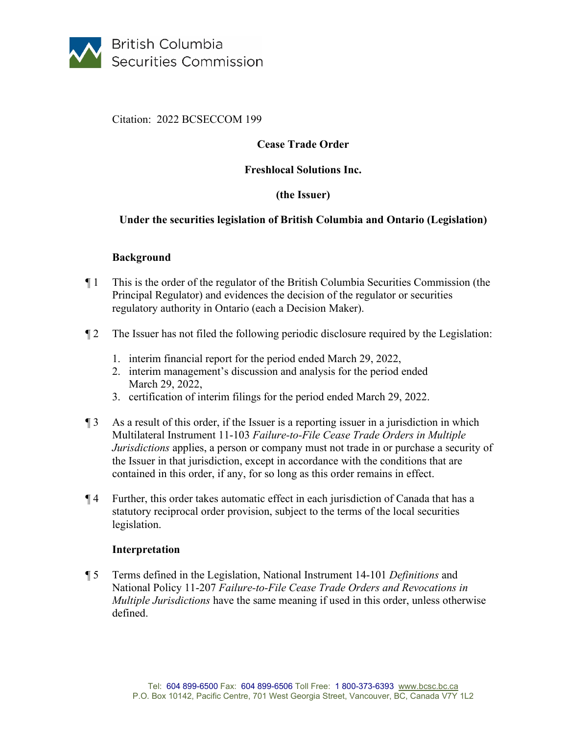British Columbia Securities Commission

Citation: 2022 BCSECCOM 199

**Cease Trade Order**

**Freshlocal Solutions Inc.**

**(the Issuer)**

**Under the securities legislation of British Columbia and Ontario (Legislation)**

## Background

¶ 1 This is the order of the regulator of the British Columbia Securities Commission (the Principal Regulator) and evidences the decision of the regulator or securities regulatory authority in Ontario (each a Decision Maker).

¶ 2 The Issuer has not filed the following periodic disclosure required by the Legislation:

1. interim financial report for the period ended March 29, 2022,
2. interim management's discussion and analysis for the period ended March 29, 2022,
3. certification of interim filings for the period ended March 29, 2022.

¶ 3 As a result of this order, if the Issuer is a reporting issuer in a jurisdiction in which Multilateral Instrument 11-103 *Failure-to-File Cease Trade Orders in Multiple Jurisdictions* applies, a person or company must not trade in or purchase a security of the Issuer in that jurisdiction, except in accordance with the conditions that are contained in this order, if any, for so long as this order remains in effect.

¶ 4 Further, this order takes automatic effect in each jurisdiction of Canada that has a statutory reciprocal order provision, subject to the terms of the local securities legislation.

## Interpretation

¶ 5 Terms defined in the Legislation, National Instrument 14-101 *Definitions* and National Policy 11-207 *Failure-to-File Cease Trade Orders and Revocations in Multiple Jurisdictions* have the same meaning if used in this order, unless otherwise defined.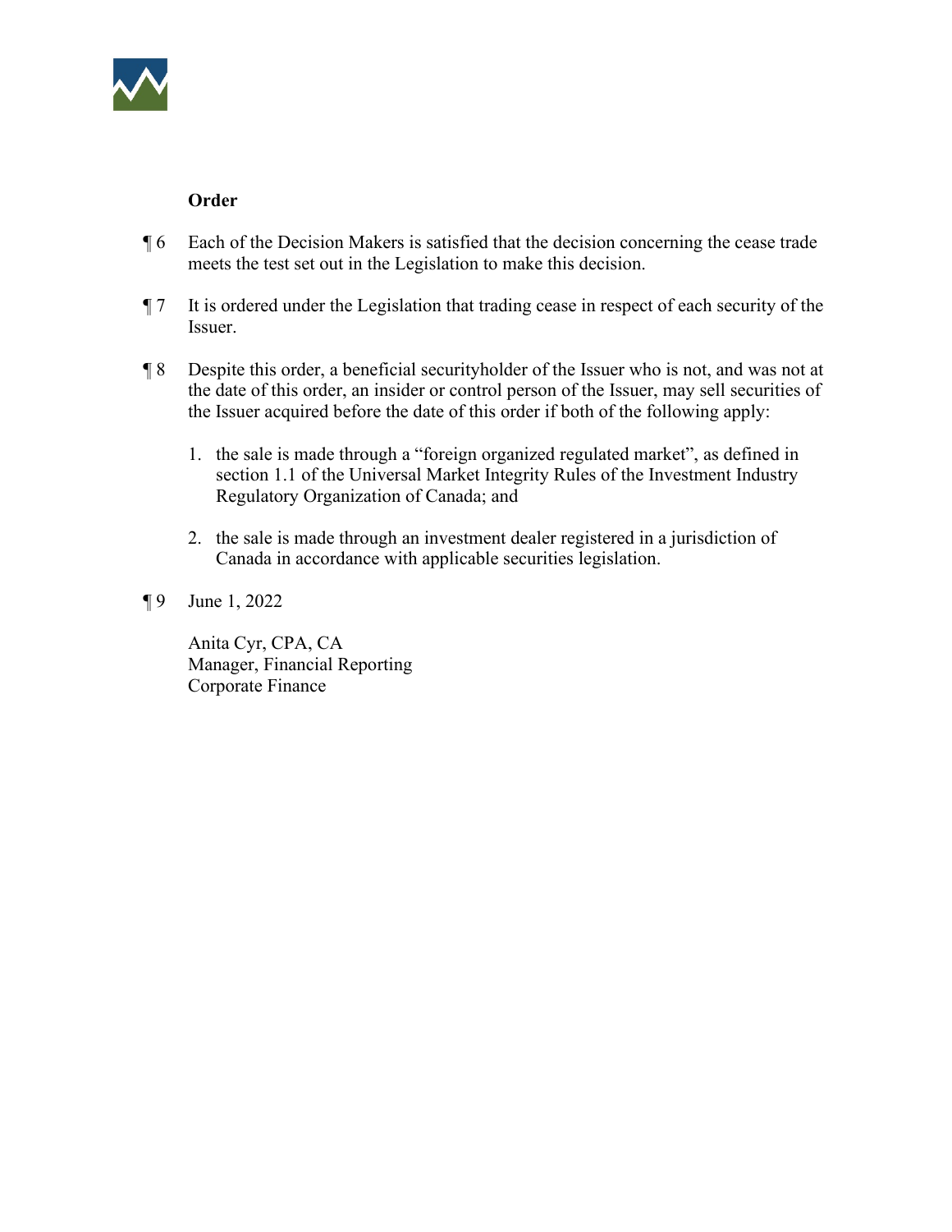**Order**

¶ 6 Each of the Decision Makers is satisfied that the decision concerning the cease trade meets the test set out in the Legislation to make this decision.

¶ 7 It is ordered under the Legislation that trading cease in respect of each security of the Issuer.

¶ 8 Despite this order, a beneficial securityholder of the Issuer who is not, and was not at the date of this order, an insider or control person of the Issuer, may sell securities of the Issuer acquired before the date of this order if both of the following apply:

1. the sale is made through a "foreign organized regulated market", as defined in section 1.1 of the Universal Market Integrity Rules of the Investment Industry Regulatory Organization of Canada; and

2. the sale is made through an investment dealer registered in a jurisdiction of Canada in accordance with applicable securities legislation.

¶ 9 June 1, 2022

Anita Cyr, CPA, CA
Manager, Financial Reporting
Corporate Finance